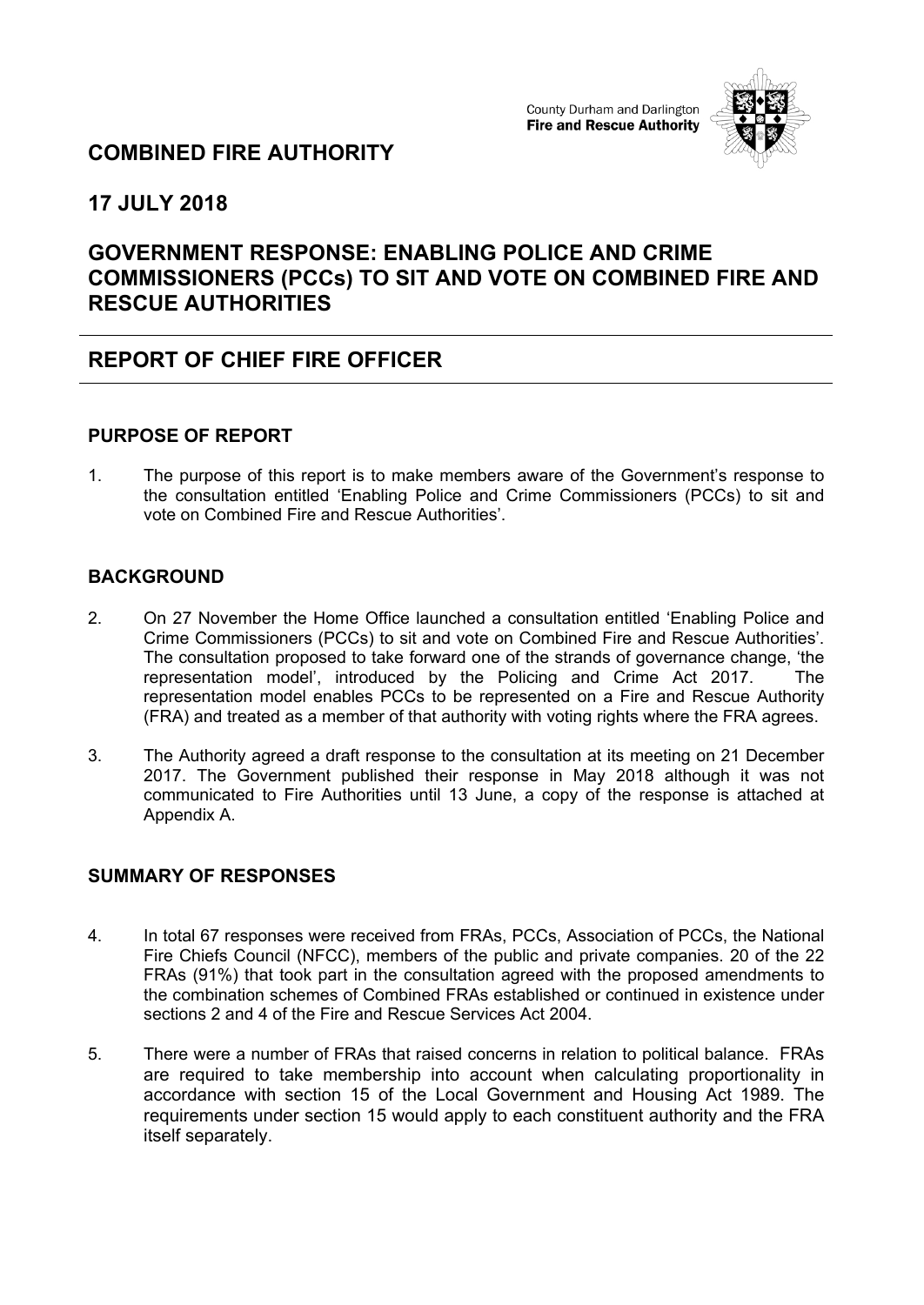County Durham and Darlington
**Fire and Rescue Authority**

## COMBINED FIRE AUTHORITY

## 17 JULY 2018

## GOVERNMENT RESPONSE: ENABLING POLICE AND CRIME COMMISSIONERS (PCCs) TO SIT AND VOTE ON COMBINED FIRE AND RESCUE AUTHORITIES

---

## REPORT OF CHIEF FIRE OFFICER

---

### PURPOSE OF REPORT

1. The purpose of this report is to make members aware of the Government's response to the consultation entitled 'Enabling Police and Crime Commissioners (PCCs) to sit and vote on Combined Fire and Rescue Authorities'.

### BACKGROUND

2. On 27 November the Home Office launched a consultation entitled 'Enabling Police and Crime Commissioners (PCCs) to sit and vote on Combined Fire and Rescue Authorities'. The consultation proposed to take forward one of the strands of governance change, 'the representation model', introduced by the Policing and Crime Act 2017. The representation model enables PCCs to be represented on a Fire and Rescue Authority (FRA) and treated as a member of that authority with voting rights where the FRA agrees.

3. The Authority agreed a draft response to the consultation at its meeting on 21 December 2017. The Government published their response in May 2018 although it was not communicated to Fire Authorities until 13 June, a copy of the response is attached at Appendix A.

### SUMMARY OF RESPONSES

4. In total 67 responses were received from FRAs, PCCs, Association of PCCs, the National Fire Chiefs Council (NFCC), members of the public and private companies. 20 of the 22 FRAs (91%) that took part in the consultation agreed with the proposed amendments to the combination schemes of Combined FRAs established or continued in existence under sections 2 and 4 of the Fire and Rescue Services Act 2004.

5. There were a number of FRAs that raised concerns in relation to political balance. FRAs are required to take membership into account when calculating proportionality in accordance with section 15 of the Local Government and Housing Act 1989. The requirements under section 15 would apply to each constituent authority and the FRA itself separately.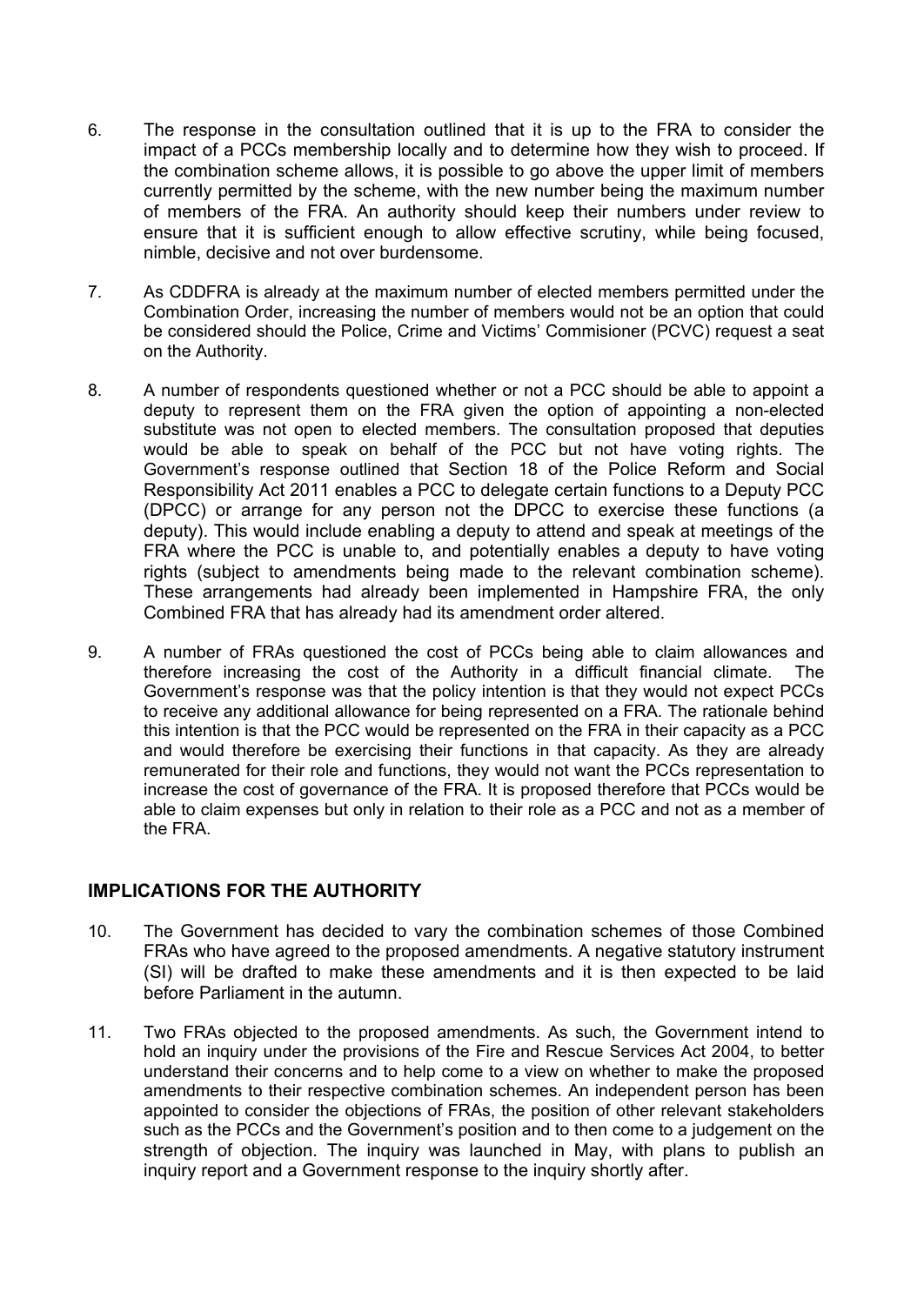6. The response in the consultation outlined that it is up to the FRA to consider the impact of a PCCs membership locally and to determine how they wish to proceed. If the combination scheme allows, it is possible to go above the upper limit of members currently permitted by the scheme, with the new number being the maximum number of members of the FRA. An authority should keep their numbers under review to ensure that it is sufficient enough to allow effective scrutiny, while being focused, nimble, decisive and not over burdensome.

7. As CDDFRA is already at the maximum number of elected members permitted under the Combination Order, increasing the number of members would not be an option that could be considered should the Police, Crime and Victims' Commisioner (PCVC) request a seat on the Authority.

8. A number of respondents questioned whether or not a PCC should be able to appoint a deputy to represent them on the FRA given the option of appointing a non-elected substitute was not open to elected members. The consultation proposed that deputies would be able to speak on behalf of the PCC but not have voting rights. The Government's response outlined that Section 18 of the Police Reform and Social Responsibility Act 2011 enables a PCC to delegate certain functions to a Deputy PCC (DPCC) or arrange for any person not the DPCC to exercise these functions (a deputy). This would include enabling a deputy to attend and speak at meetings of the FRA where the PCC is unable to, and potentially enables a deputy to have voting rights (subject to amendments being made to the relevant combination scheme). These arrangements had already been implemented in Hampshire FRA, the only Combined FRA that has already had its amendment order altered.

9. A number of FRAs questioned the cost of PCCs being able to claim allowances and therefore increasing the cost of the Authority in a difficult financial climate. The Government's response was that the policy intention is that they would not expect PCCs to receive any additional allowance for being represented on a FRA. The rationale behind this intention is that the PCC would be represented on the FRA in their capacity as a PCC and would therefore be exercising their functions in that capacity. As they are already remunerated for their role and functions, they would not want the PCCs representation to increase the cost of governance of the FRA. It is proposed therefore that PCCs would be able to claim expenses but only in relation to their role as a PCC and not as a member of the FRA.

## IMPLICATIONS FOR THE AUTHORITY

10. The Government has decided to vary the combination schemes of those Combined FRAs who have agreed to the proposed amendments. A negative statutory instrument (SI) will be drafted to make these amendments and it is then expected to be laid before Parliament in the autumn.

11. Two FRAs objected to the proposed amendments. As such, the Government intend to hold an inquiry under the provisions of the Fire and Rescue Services Act 2004, to better understand their concerns and to help come to a view on whether to make the proposed amendments to their respective combination schemes. An independent person has been appointed to consider the objections of FRAs, the position of other relevant stakeholders such as the PCCs and the Government's position and to then come to a judgement on the strength of objection. The inquiry was launched in May, with plans to publish an inquiry report and a Government response to the inquiry shortly after.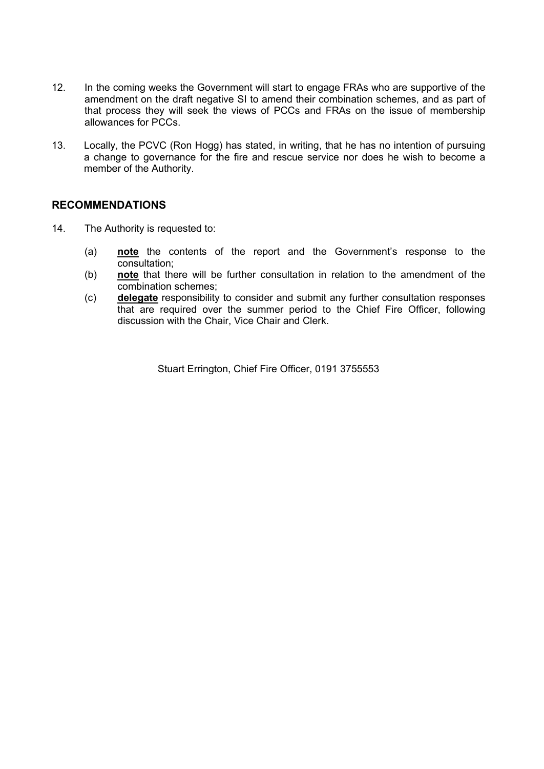12. In the coming weeks the Government will start to engage FRAs who are supportive of the amendment on the draft negative SI to amend their combination schemes, and as part of that process they will seek the views of PCCs and FRAs on the issue of membership allowances for PCCs.

13. Locally, the PCVC (Ron Hogg) has stated, in writing, that he has no intention of pursuing a change to governance for the fire and rescue service nor does he wish to become a member of the Authority.

## RECOMMENDATIONS

14. The Authority is requested to:

 (a) **<u>note</u>** the contents of the report and the Government's response to the consultation;
 (b) **<u>note</u>** that there will be further consultation in relation to the amendment of the combination schemes;
 (c) **<u>delegate</u>** responsibility to consider and submit any further consultation responses that are required over the summer period to the Chief Fire Officer, following discussion with the Chair, Vice Chair and Clerk.

Stuart Errington, Chief Fire Officer, 0191 3755553